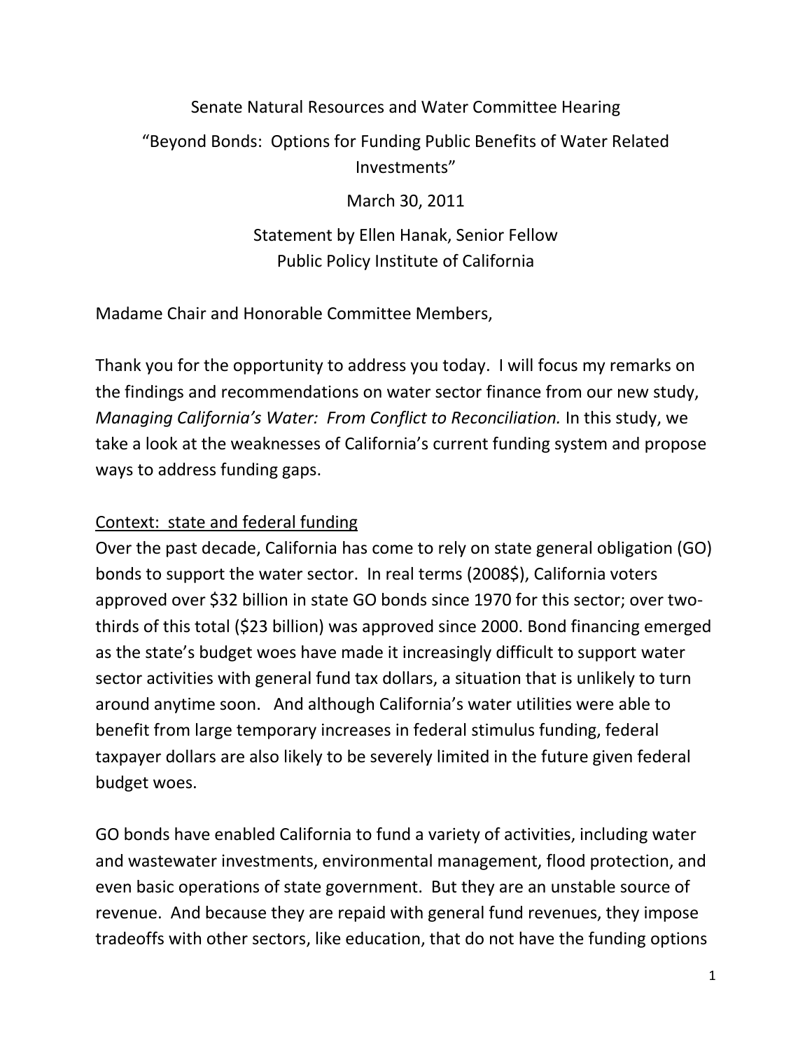Senate Natural Resources and Water Committee Hearing

"Beyond Bonds: Options for Funding Public Benefits of Water Related Investments"

March 30, 2011

Statement by Ellen Hanak, Senior Fellow
Public Policy Institute of California

Madame Chair and Honorable Committee Members,

Thank you for the opportunity to address you today. I will focus my remarks on the findings and recommendations on water sector finance from our new study, *Managing California's Water: From Conflict to Reconciliation.* In this study, we take a look at the weaknesses of California's current funding system and propose ways to address funding gaps.

<u>Context: state and federal funding</u>

Over the past decade, California has come to rely on state general obligation (GO) bonds to support the water sector. In real terms (2008$), California voters approved over $32 billion in state GO bonds since 1970 for this sector; over two-thirds of this total ($23 billion) was approved since 2000. Bond financing emerged as the state's budget woes have made it increasingly difficult to support water sector activities with general fund tax dollars, a situation that is unlikely to turn around anytime soon. And although California's water utilities were able to benefit from large temporary increases in federal stimulus funding, federal taxpayer dollars are also likely to be severely limited in the future given federal budget woes.

GO bonds have enabled California to fund a variety of activities, including water and wastewater investments, environmental management, flood protection, and even basic operations of state government. But they are an unstable source of revenue. And because they are repaid with general fund revenues, they impose tradeoffs with other sectors, like education, that do not have the funding options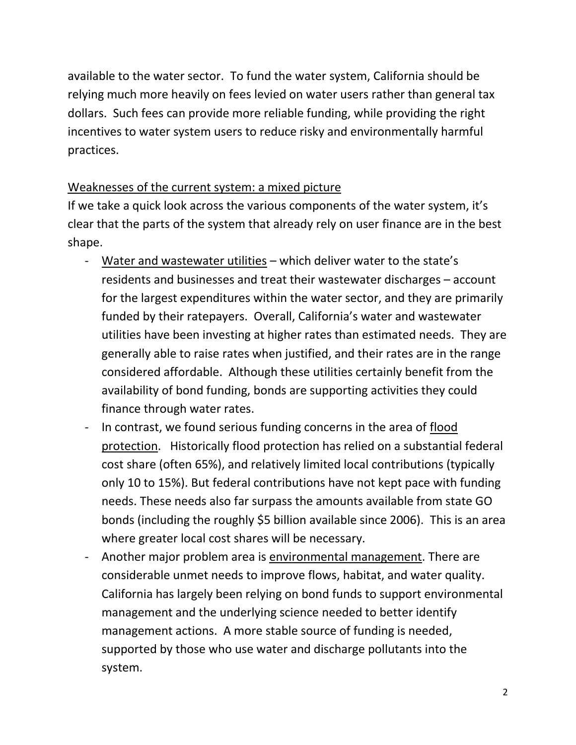available to the water sector. To fund the water system, California should be relying much more heavily on fees levied on water users rather than general tax dollars. Such fees can provide more reliable funding, while providing the right incentives to water system users to reduce risky and environmentally harmful practices.

<u>Weaknesses of the current system: a mixed picture</u>

If we take a quick look across the various components of the water system, it's clear that the parts of the system that already rely on user finance are in the best shape.

- <u>Water and wastewater utilities</u> – which deliver water to the state's residents and businesses and treat their wastewater discharges – account for the largest expenditures within the water sector, and they are primarily funded by their ratepayers. Overall, California's water and wastewater utilities have been investing at higher rates than estimated needs. They are generally able to raise rates when justified, and their rates are in the range considered affordable. Although these utilities certainly benefit from the availability of bond funding, bonds are supporting activities they could finance through water rates.
- In contrast, we found serious funding concerns in the area of <u>flood protection</u>. Historically flood protection has relied on a substantial federal cost share (often 65%), and relatively limited local contributions (typically only 10 to 15%). But federal contributions have not kept pace with funding needs. These needs also far surpass the amounts available from state GO bonds (including the roughly $5 billion available since 2006). This is an area where greater local cost shares will be necessary.
- Another major problem area is <u>environmental management</u>. There are considerable unmet needs to improve flows, habitat, and water quality. California has largely been relying on bond funds to support environmental management and the underlying science needed to better identify management actions. A more stable source of funding is needed, supported by those who use water and discharge pollutants into the system.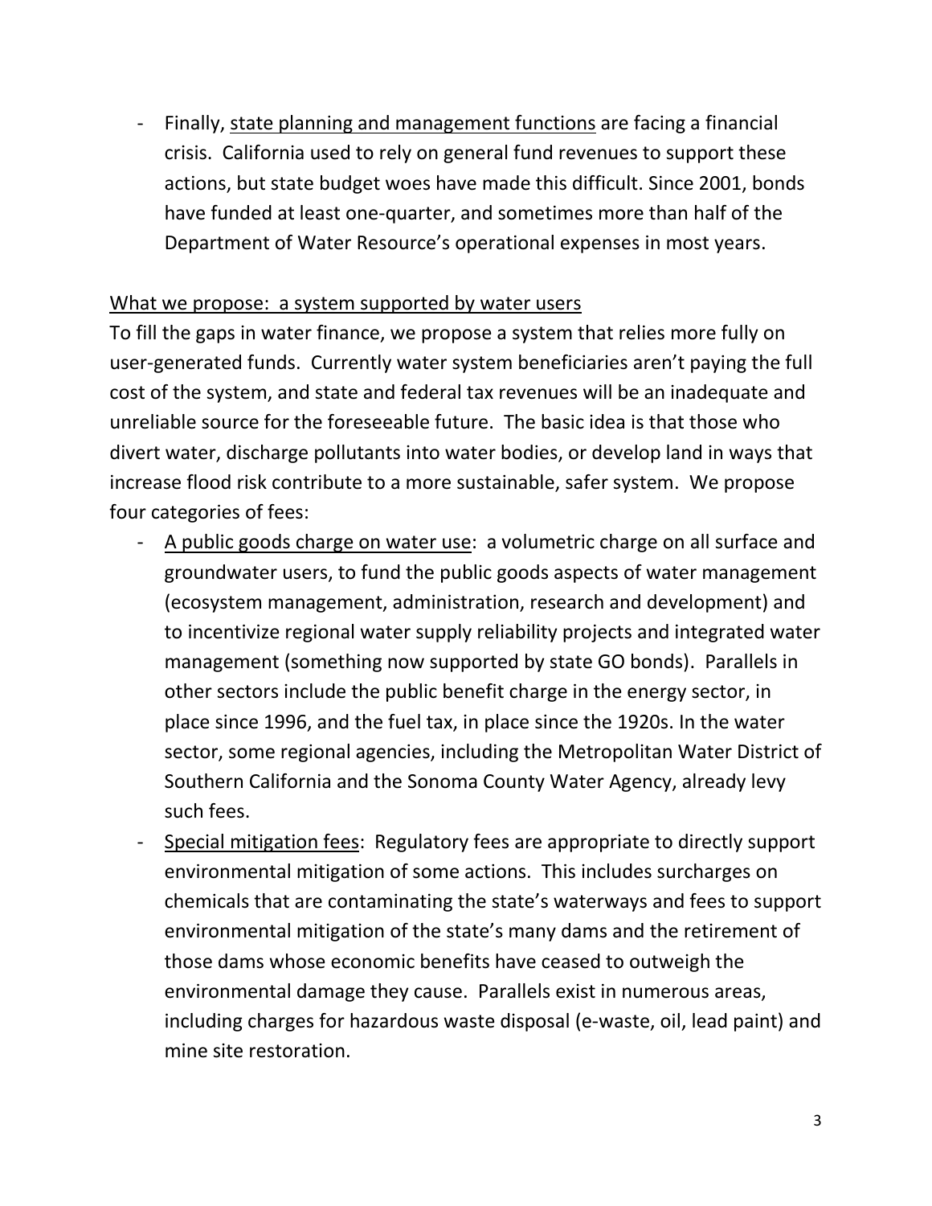- Finally, <u>state planning and management functions</u> are facing a financial crisis. California used to rely on general fund revenues to support these actions, but state budget woes have made this difficult. Since 2001, bonds have funded at least one-quarter, and sometimes more than half of the Department of Water Resource's operational expenses in most years.

<u>What we propose: a system supported by water users</u>

To fill the gaps in water finance, we propose a system that relies more fully on user-generated funds. Currently water system beneficiaries aren't paying the full cost of the system, and state and federal tax revenues will be an inadequate and unreliable source for the foreseeable future. The basic idea is that those who divert water, discharge pollutants into water bodies, or develop land in ways that increase flood risk contribute to a more sustainable, safer system. We propose four categories of fees:

- <u>A public goods charge on water use</u>: a volumetric charge on all surface and groundwater users, to fund the public goods aspects of water management (ecosystem management, administration, research and development) and to incentivize regional water supply reliability projects and integrated water management (something now supported by state GO bonds). Parallels in other sectors include the public benefit charge in the energy sector, in place since 1996, and the fuel tax, in place since the 1920s. In the water sector, some regional agencies, including the Metropolitan Water District of Southern California and the Sonoma County Water Agency, already levy such fees.
- <u>Special mitigation fees</u>: Regulatory fees are appropriate to directly support environmental mitigation of some actions. This includes surcharges on chemicals that are contaminating the state's waterways and fees to support environmental mitigation of the state's many dams and the retirement of those dams whose economic benefits have ceased to outweigh the environmental damage they cause. Parallels exist in numerous areas, including charges for hazardous waste disposal (e-waste, oil, lead paint) and mine site restoration.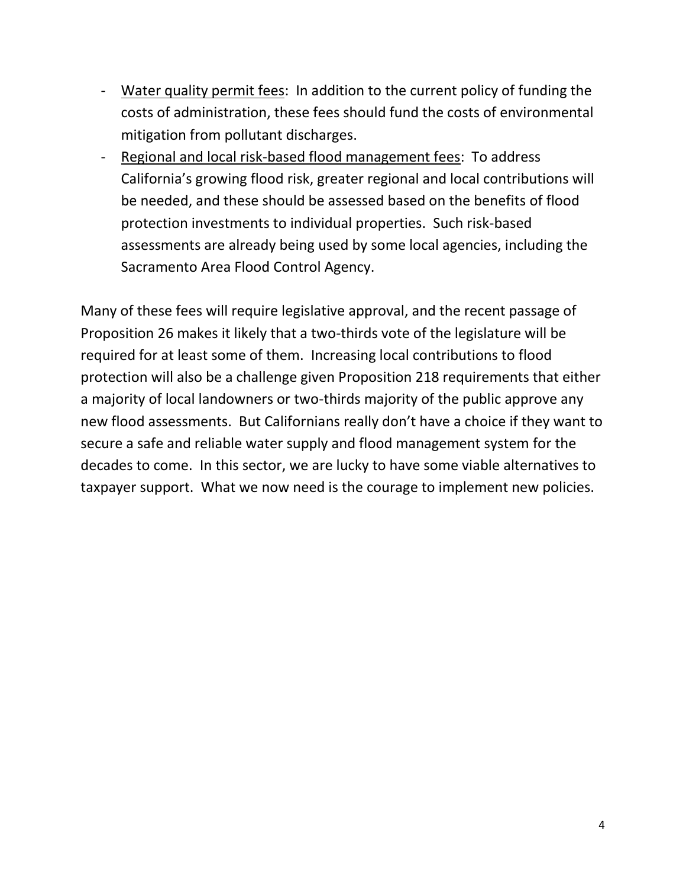- <u>Water quality permit fees</u>: In addition to the current policy of funding the costs of administration, these fees should fund the costs of environmental mitigation from pollutant discharges.
- <u>Regional and local risk-based flood management fees</u>: To address California's growing flood risk, greater regional and local contributions will be needed, and these should be assessed based on the benefits of flood protection investments to individual properties. Such risk-based assessments are already being used by some local agencies, including the Sacramento Area Flood Control Agency.

Many of these fees will require legislative approval, and the recent passage of Proposition 26 makes it likely that a two-thirds vote of the legislature will be required for at least some of them. Increasing local contributions to flood protection will also be a challenge given Proposition 218 requirements that either a majority of local landowners or two-thirds majority of the public approve any new flood assessments. But Californians really don't have a choice if they want to secure a safe and reliable water supply and flood management system for the decades to come. In this sector, we are lucky to have some viable alternatives to taxpayer support. What we now need is the courage to implement new policies.